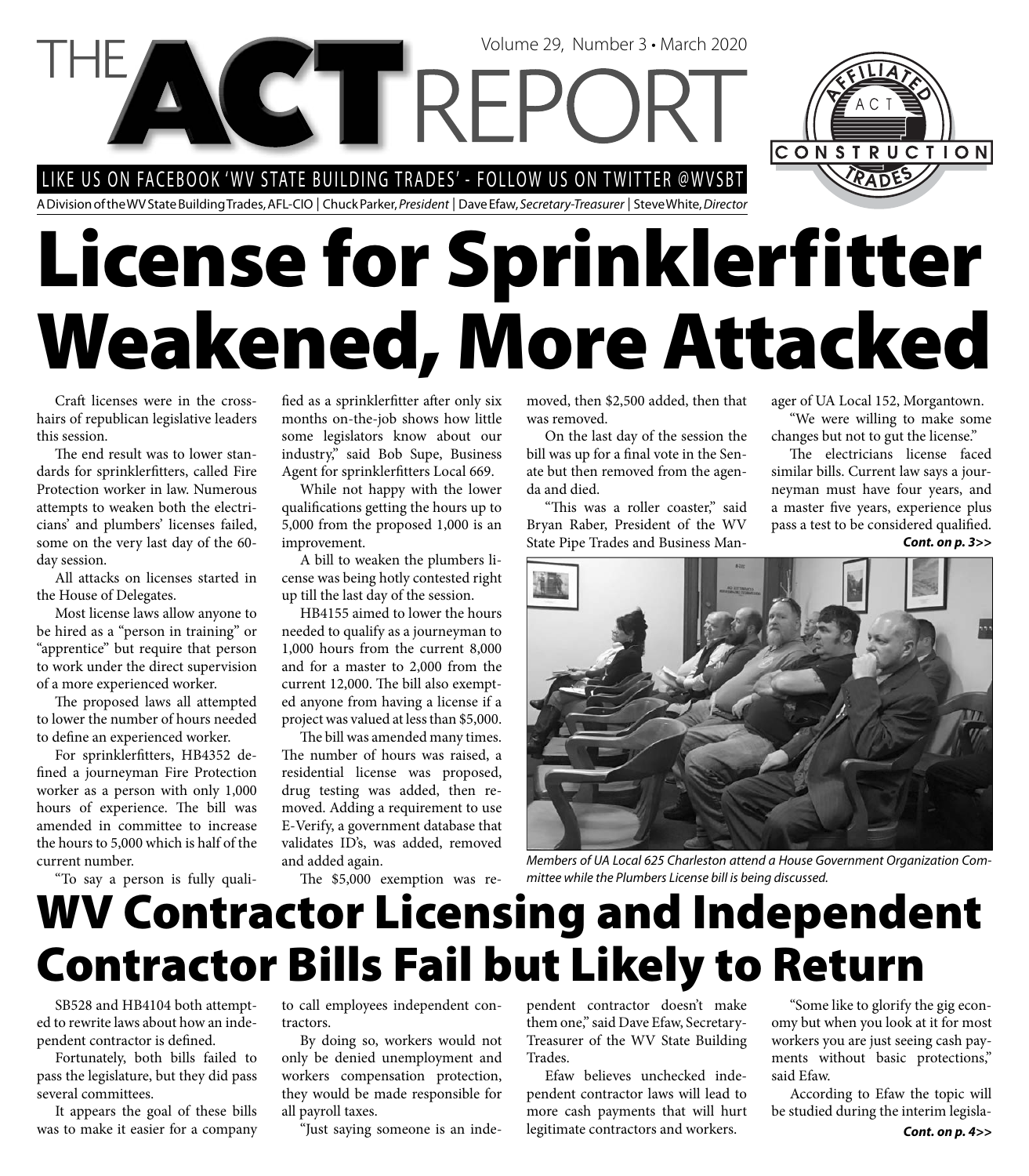# THE ACT REPORT

Volume 29, Number 3 • March 2020

LIKE US ON FACEBOOK 'WV STATE BUILDING TRADES' - FOLLOW US ON TWITTER @WVSBT

A Division of the WV State Building Trades, AFL-CIO | Chuck Parker, *President* | Dave Efaw, *Secretary-Treasurer* | Steve White, *Director*

# License for Sprinklerfitter Weakened, More Attacked

Craft licenses were in the crosshairs of republican legislative leaders this session.

The end result was to lower standards for sprinklerfitters, called Fire Protection worker in law. Numerous attempts to weaken both the electricians' and plumbers' licenses failed, some on the very last day of the 60-day session.

All attacks on licenses started in the House of Delegates.

Most license laws allow anyone to be hired as a "person in training" or "apprentice" but require that person to work under the direct supervision of a more experienced worker.

The proposed laws all attempted to lower the number of hours needed to define an experienced worker.

For sprinklerfitters, HB4352 defined a journeyman Fire Protection worker as a person with only 1,000 hours of experience. The bill was amended in committee to increase the hours to 5,000 which is half of the current number.

"To say a person is fully qualified as a sprinklerfitter after only six months on-the-job shows how little some legislators know about our industry," said Bob Supe, Business Agent for sprinklerfitters Local 669.

While not happy with the lower qualifications getting the hours up to 5,000 from the proposed 1,000 is an improvement.

A bill to weaken the plumbers license was being hotly contested right up till the last day of the session.

HB4155 aimed to lower the hours needed to qualify as a journeyman to 1,000 hours from the current 8,000 and for a master to 2,000 from the current 12,000. The bill also exempted anyone from having a license if a project was valued at less than $5,000.

The bill was amended many times. The number of hours was raised, a residential license was proposed, drug testing was added, then removed. Adding a requirement to use E-Verify, a government database that validates ID's, was added, removed and added again.

The $5,000 exemption was removed, then $2,500 added, then that was removed.

On the last day of the session the bill was up for a final vote in the Senate but then removed from the agenda and died.

"This was a roller coaster," said Bryan Raber, President of the WV State Pipe Trades and Business Manager of UA Local 152, Morgantown.

"We were willing to make some changes but not to gut the license."

The electricians license faced similar bills. Current law says a journeyman must have four years, and a master five years, experience plus pass a test to be considered qualified.

***Cont. on p. 3>>***

*Members of UA Local 625 Charleston attend a House Government Organization Committee while the Plumbers License bill is being discussed.*

# WV Contractor Licensing and Independent Contractor Bills Fail but Likely to Return

SB528 and HB4104 both attempted to rewrite laws about how an independent contractor is defined.

Fortunately, both bills failed to pass the legislature, but they did pass several committees.

It appears the goal of these bills was to make it easier for a company to call employees independent contractors.

By doing so, workers would not only be denied unemployment and workers compensation protection, they would be made responsible for all payroll taxes.

"Just saying someone is an independent contractor doesn't make them one," said Dave Efaw, Secretary-Treasurer of the WV State Building Trades.

Efaw believes unchecked independent contractor laws will lead to more cash payments that will hurt legitimate contractors and workers.

"Some like to glorify the gig economy but when you look at it for most workers you are just seeing cash payments without basic protections," said Efaw.

According to Efaw the topic will be studied during the interim legisla-

***Cont. on p. 4>>***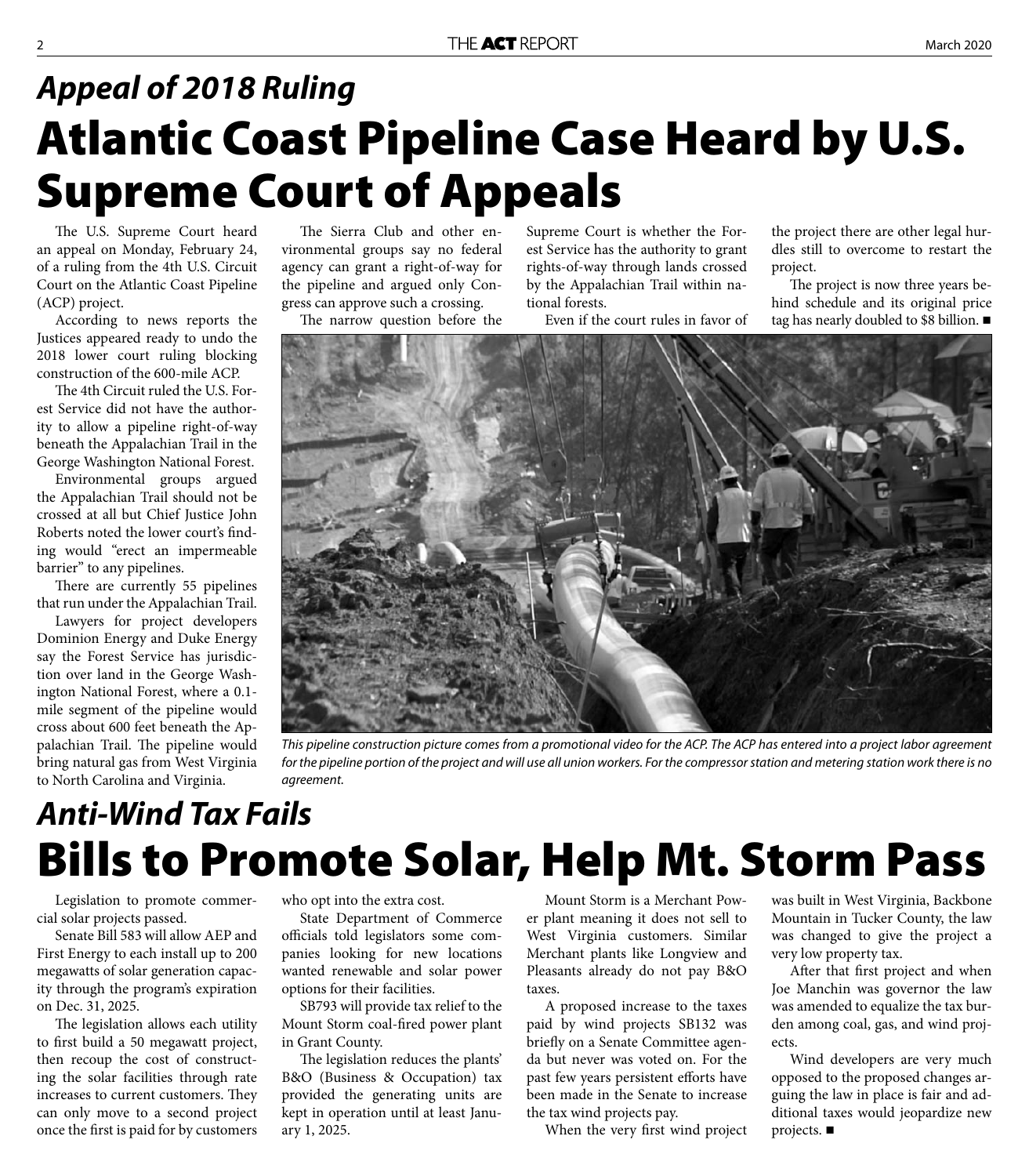## *Appeal of 2018 Ruling*

# Atlantic Coast Pipeline Case Heard by U.S. Supreme Court of Appeals

The U.S. Supreme Court heard an appeal on Monday, February 24, of a ruling from the 4th U.S. Circuit Court on the Atlantic Coast Pipeline (ACP) project.

According to news reports the Justices appeared ready to undo the 2018 lower court ruling blocking construction of the 600-mile ACP.

The 4th Circuit ruled the U.S. Forest Service did not have the authority to allow a pipeline right-of-way beneath the Appalachian Trail in the George Washington National Forest.

Environmental groups argued the Appalachian Trail should not be crossed at all but Chief Justice John Roberts noted the lower court's finding would "erect an impermeable barrier" to any pipelines.

There are currently 55 pipelines that run under the Appalachian Trail.

Lawyers for project developers Dominion Energy and Duke Energy say the Forest Service has jurisdiction over land in the George Washington National Forest, where a 0.1-mile segment of the pipeline would cross about 600 feet beneath the Appalachian Trail. The pipeline would bring natural gas from West Virginia to North Carolina and Virginia.

The Sierra Club and other environmental groups say no federal agency can grant a right-of-way for the pipeline and argued only Congress can approve such a crossing.

The narrow question before the Supreme Court is whether the Forest Service has the authority to grant rights-of-way through lands crossed by the Appalachian Trail within national forests.

Even if the court rules in favor of the project there are other legal hurdles still to overcome to restart the project.

The project is now three years behind schedule and its original price tag has nearly doubled to $8 billion. ■

*This pipeline construction picture comes from a promotional video for the ACP. The ACP has entered into a project labor agreement for the pipeline portion of the project and will use all union workers. For the compressor station and metering station work there is no agreement.*

## *Anti-Wind Tax Fails*

# Bills to Promote Solar, Help Mt. Storm Pass

Legislation to promote commercial solar projects passed.

Senate Bill 583 will allow AEP and First Energy to each install up to 200 megawatts of solar generation capacity through the program's expiration on Dec. 31, 2025.

The legislation allows each utility to first build a 50 megawatt project, then recoup the cost of constructing the solar facilities through rate increases to current customers. They can only move to a second project once the first is paid for by customers who opt into the extra cost.

State Department of Commerce officials told legislators some companies looking for new locations wanted renewable and solar power options for their facilities.

SB793 will provide tax relief to the Mount Storm coal-fired power plant in Grant County.

The legislation reduces the plants' B&O (Business & Occupation) tax provided the generating units are kept in operation until at least January 1, 2025.

Mount Storm is a Merchant Power plant meaning it does not sell to West Virginia customers. Similar Merchant plants like Longview and Pleasants already do not pay B&O taxes.

A proposed increase to the taxes paid by wind projects SB132 was briefly on a Senate Committee agenda but never was voted on. For the past few years persistent efforts have been made in the Senate to increase the tax wind projects pay.

When the very first wind project was built in West Virginia, Backbone Mountain in Tucker County, the law was changed to give the project a very low property tax.

After that first project and when Joe Manchin was governor the law was amended to equalize the tax burden among coal, gas, and wind projects.

Wind developers are very much opposed to the proposed changes arguing the law in place is fair and additional taxes would jeopardize new projects. ■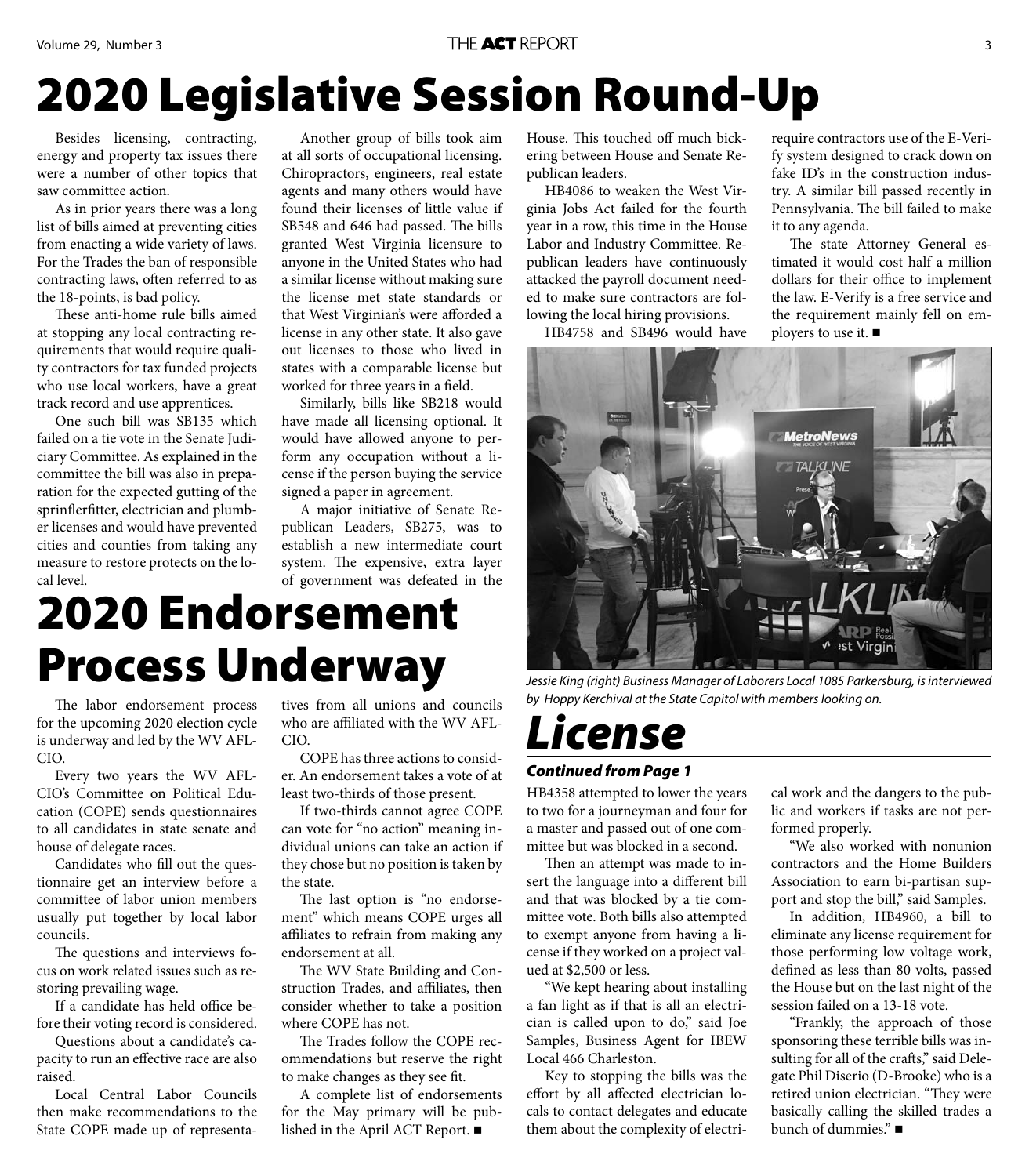# 2020 Legislative Session Round-Up

Besides licensing, contracting, energy and property tax issues there were a number of other topics that saw committee action.

As in prior years there was a long list of bills aimed at preventing cities from enacting a wide variety of laws. For the Trades the ban of responsible contracting laws, often referred to as the 18-points, is bad policy.

These anti-home rule bills aimed at stopping any local contracting requirements that would require quality contractors for tax funded projects who use local workers, have a great track record and use apprentices.

One such bill was SB135 which failed on a tie vote in the Senate Judiciary Committee. As explained in the committee the bill was also in preparation for the expected gutting of the sprinflerfitter, electrician and plumber licenses and would have prevented cities and counties from taking any measure to restore protects on the local level.

Another group of bills took aim at all sorts of occupational licensing. Chiropractors, engineers, real estate agents and many others would have found their licenses of little value if SB548 and 646 had passed. The bills granted West Virginia licensure to anyone in the United States who had a similar license without making sure the license met state standards or that West Virginian's were afforded a license in any other state. It also gave out licenses to those who lived in states with a comparable license but worked for three years in a field.

Similarly, bills like SB218 would have made all licensing optional. It would have allowed anyone to perform any occupation without a license if the person buying the service signed a paper in agreement.

A major initiative of Senate Republican Leaders, SB275, was to establish a new intermediate court system. The expensive, extra layer of government was defeated in the House. This touched off much bickering between House and Senate Republican leaders.

HB4086 to weaken the West Virginia Jobs Act failed for the fourth year in a row, this time in the House Labor and Industry Committee. Republican leaders have continuously attacked the payroll document needed to make sure contractors are following the local hiring provisions.

HB4758 and SB496 would have require contractors use of the E-Verify system designed to crack down on fake ID's in the construction industry. A similar bill passed recently in Pennsylvania. The bill failed to make it to any agenda.

The state Attorney General estimated it would cost half a million dollars for their office to implement the law. E-Verify is a free service and the requirement mainly fell on employers to use it. ■

*Jessie King (right) Business Manager of Laborers Local 1085 Parkersburg, is interviewed by Hoppy Kerchival at the State Capitol with members looking on.*

# 2020 Endorsement Process Underway

The labor endorsement process for the upcoming 2020 election cycle is underway and led by the WV AFL-CIO.

Every two years the WV AFL-CIO's Committee on Political Education (COPE) sends questionnaires to all candidates in state senate and house of delegate races.

Candidates who fill out the questionnaire get an interview before a committee of labor union members usually put together by local labor councils.

The questions and interviews focus on work related issues such as restoring prevailing wage.

If a candidate has held office before their voting record is considered.

Questions about a candidate's capacity to run an effective race are also raised.

Local Central Labor Councils then make recommendations to the State COPE made up of representatives from all unions and councils who are affiliated with the WV AFL-CIO.

COPE has three actions to consider. An endorsement takes a vote of at least two-thirds of those present.

If two-thirds cannot agree COPE can vote for "no action" meaning individual unions can take an action if they chose but no position is taken by the state.

The last option is "no endorsement" which means COPE urges all affiliates to refrain from making any endorsement at all.

The WV State Building and Construction Trades, and affiliates, then consider whether to take a position where COPE has not.

The Trades follow the COPE recommendations but reserve the right to make changes as they see fit.

A complete list of endorsements for the May primary will be published in the April ACT Report. ■

# *License*

***Continued from Page 1***

HB4358 attempted to lower the years to two for a journeyman and four for a master and passed out of one committee but was blocked in a second.

Then an attempt was made to insert the language into a different bill and that was blocked by a tie committee vote. Both bills also attempted to exempt anyone from having a license if they worked on a project valued at $2,500 or less.

"We kept hearing about installing a fan light as if that is all an electrician is called upon to do," said Joe Samples, Business Agent for IBEW Local 466 Charleston.

Key to stopping the bills was the effort by all affected electrician locals to contact delegates and educate them about the complexity of electrical work and the dangers to the public and workers if tasks are not performed properly.

"We also worked with nonunion contractors and the Home Builders Association to earn bi-partisan support and stop the bill," said Samples.

In addition, HB4960, a bill to eliminate any license requirement for those performing low voltage work, defined as less than 80 volts, passed the House but on the last night of the session failed on a 13-18 vote.

"Frankly, the approach of those sponsoring these terrible bills was insulting for all of the crafts," said Delegate Phil Diserio (D-Brooke) who is a retired union electrician. "They were basically calling the skilled trades a bunch of dummies." ■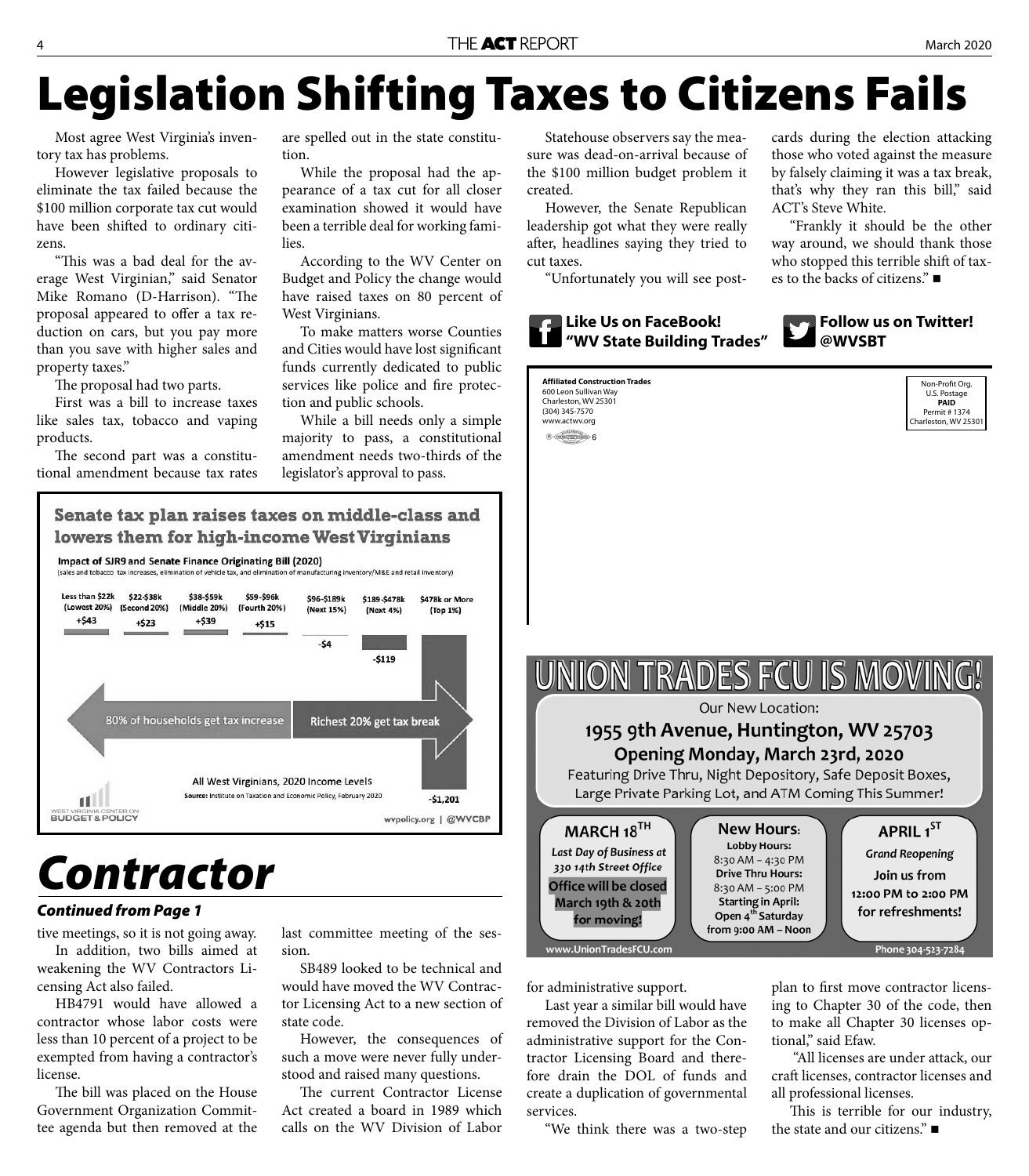# Legislation Shifting Taxes to Citizens Fails

Most agree West Virginia's inventory tax has problems.

However legislative proposals to eliminate the tax failed because the $100 million corporate tax cut would have been shifted to ordinary citizens.

"This was a bad deal for the average West Virginian," said Senator Mike Romano (D-Harrison). "The proposal appeared to offer a tax reduction on cars, but you pay more than you save with higher sales and property taxes."

The proposal had two parts.

First was a bill to increase taxes like sales tax, tobacco and vaping products.

The second part was a constitutional amendment because tax rates are spelled out in the state constitution.

While the proposal had the appearance of a tax cut for all closer examination showed it would have been a terrible deal for working families.

According to the WV Center on Budget and Policy the change would have raised taxes on 80 percent of West Virginians.

To make matters worse Counties and Cities would have lost significant funds currently dedicated to public services like police and fire protection and public schools.

While a bill needs only a simple majority to pass, a constitutional amendment needs two-thirds of the legislator's approval to pass.

Statehouse observers say the measure was dead-on-arrival because of the $100 million budget problem it created.

However, the Senate Republican leadership got what they were really after, headlines saying they tried to cut taxes.

"Unfortunately you will see postcards during the election attacking those who voted against the measure by falsely claiming it was a tax break, that's why they ran this bill," said ACT's Steve White.

"Frankly it should be the other way around, we should thank those who stopped this terrible shift of taxes to the backs of citizens." ■

**Senate tax plan raises taxes on middle-class and lowers them for high-income West Virginians**

Impact of SJR9 and Senate Finance Originating Bill (2020)
(sales and tobacco tax increases, elimination of vehicle tax, and elimination of manufacturing inventory/M&E and retail inventory)

Less than $22k (Lowest 20%) +$43
$22-$38k (Second 20%) +$23
$38-$59k (Middle 20%) +$39
$59-$96k (Fourth 20%) +$15
$96-$189k (Next 15%) -$4
$189-$478k (Next 4%) -$119
$478k or More (Top 1%) -$1,201

80% of households get tax increase
Richest 20% get tax break

All West Virginians, 2020 Income Levels
Source: Institute on Taxation and Economic Policy, February 2020

WEST VIRGINIA CENTER ON BUDGET & POLICY
wvpolicy.org | @WVCBP

# *Contractor*

***Continued from Page 1***

tive meetings, so it is not going away.

In addition, two bills aimed at weakening the WV Contractors Licensing Act also failed.

HB4791 would have allowed a contractor whose labor costs were less than 10 percent of a project to be exempted from having a contractor's license.

The bill was placed on the House Government Organization Committee agenda but then removed at the last committee meeting of the session.

SB489 looked to be technical and would have moved the WV Contractor Licensing Act to a new section of state code.

However, the consequences of such a move were never fully understood and raised many questions.

The current Contractor License Act created a board in 1989 which calls on the WV Division of Labor for administrative support.

Last year a similar bill would have removed the Division of Labor as the administrative support for the Contractor Licensing Board and therefore drain the DOL of funds and create a duplication of governmental services.

"We think there was a two-step plan to first move contractor licensing to Chapter 30 of the code, then to make all Chapter 30 licenses optional," said Efaw.

"All licenses are under attack, our craft licenses, contractor licenses and all professional licenses.

This is terrible for our industry, the state and our citizens." ■

**Like Us on FaceBook! "WV State Building Trades"**

**Follow us on Twitter! @WVSBT**

**Affiliated Construction Trades**
600 Leon Sullivan Way
Charleston, WV 25301
(304) 345-7570
www.actwv.org

Non-Profit Org.
U.S. Postage
**PAID**
Permit # 1374
Charleston, WV 25301

## UNION TRADES FCU IS MOVING!

Our New Location:

**1955 9th Avenue, Huntington, WV 25703**

**Opening Monday, March 23rd, 2020**

Featuring Drive Thru, Night Depository, Safe Deposit Boxes, Large Private Parking Lot, and ATM Coming This Summer!

**MARCH 18TH**
*Last Day of Business at 330 14th Street Office*
**Office will be closed March 19th & 20th for moving!**

**New Hours:**
**Lobby Hours:** 8:30 AM – 4:30 PM
**Drive Thru Hours:** 8:30 AM – 5:00 PM
**Starting in April: Open 4th Saturday from 9:00 AM – Noon**

**APRIL 1ST**
*Grand Reopening*
**Join us from 12:00 PM to 2:00 PM for refreshments!**

www.UnionTradesFCU.com
Phone 304-523-7284